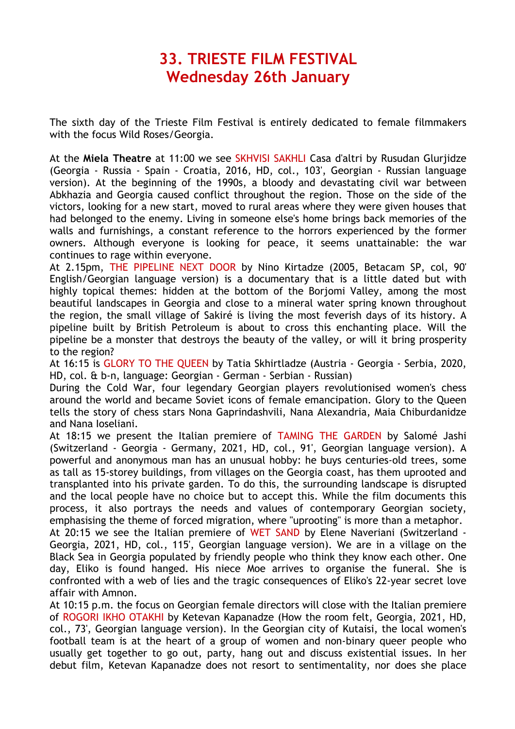# 33. TRIESTE FILM FESTIVAL
# Wednesday 26th January

The sixth day of the Trieste Film Festival is entirely dedicated to female filmmakers with the focus Wild Roses/Georgia.

At the **Miela Theatre** at 11:00 we see SKHVISI SAKHLI Casa d'altri by Rusudan Glurjidze (Georgia - Russia - Spain - Croatia, 2016, HD, col., 103', Georgian - Russian language version). At the beginning of the 1990s, a bloody and devastating civil war between Abkhazia and Georgia caused conflict throughout the region. Those on the side of the victors, looking for a new start, moved to rural areas where they were given houses that had belonged to the enemy. Living in someone else's home brings back memories of the walls and furnishings, a constant reference to the horrors experienced by the former owners. Although everyone is looking for peace, it seems unattainable: the war continues to rage within everyone.

At 2.15pm, THE PIPELINE NEXT DOOR by Nino Kirtadze (2005, Betacam SP, col, 90' English/Georgian language version) is a documentary that is a little dated but with highly topical themes: hidden at the bottom of the Borjomi Valley, among the most beautiful landscapes in Georgia and close to a mineral water spring known throughout the region, the small village of Sakiré is living the most feverish days of its history. A pipeline built by British Petroleum is about to cross this enchanting place. Will the pipeline be a monster that destroys the beauty of the valley, or will it bring prosperity to the region?

At 16:15 is GLORY TO THE QUEEN by Tatia Skhirtladze (Austria - Georgia - Serbia, 2020, HD, col. & b-n, language: Georgian - German - Serbian - Russian)

During the Cold War, four legendary Georgian players revolutionised women's chess around the world and became Soviet icons of female emancipation. Glory to the Queen tells the story of chess stars Nona Gaprindashvili, Nana Alexandria, Maia Chiburdanidze and Nana Ioseliani.

At 18:15 we present the Italian premiere of TAMING THE GARDEN by Salomé Jashi (Switzerland - Georgia - Germany, 2021, HD, col., 91', Georgian language version). A powerful and anonymous man has an unusual hobby: he buys centuries-old trees, some as tall as 15-storey buildings, from villages on the Georgia coast, has them uprooted and transplanted into his private garden. To do this, the surrounding landscape is disrupted and the local people have no choice but to accept this. While the film documents this process, it also portrays the needs and values of contemporary Georgian society, emphasising the theme of forced migration, where "uprooting" is more than a metaphor.

At 20:15 we see the Italian premiere of WET SAND by Elene Naveriani (Switzerland - Georgia, 2021, HD, col., 115', Georgian language version). We are in a village on the Black Sea in Georgia populated by friendly people who think they know each other. One day, Eliko is found hanged. His niece Moe arrives to organise the funeral. She is confronted with a web of lies and the tragic consequences of Eliko's 22-year secret love affair with Amnon.

At 10:15 p.m. the focus on Georgian female directors will close with the Italian premiere of ROGORI IKHO OTAKHI by Ketevan Kapanadze (How the room felt, Georgia, 2021, HD, col., 73', Georgian language version). In the Georgian city of Kutaisi, the local women's football team is at the heart of a group of women and non-binary queer people who usually get together to go out, party, hang out and discuss existential issues. In her debut film, Ketevan Kapanadze does not resort to sentimentality, nor does she place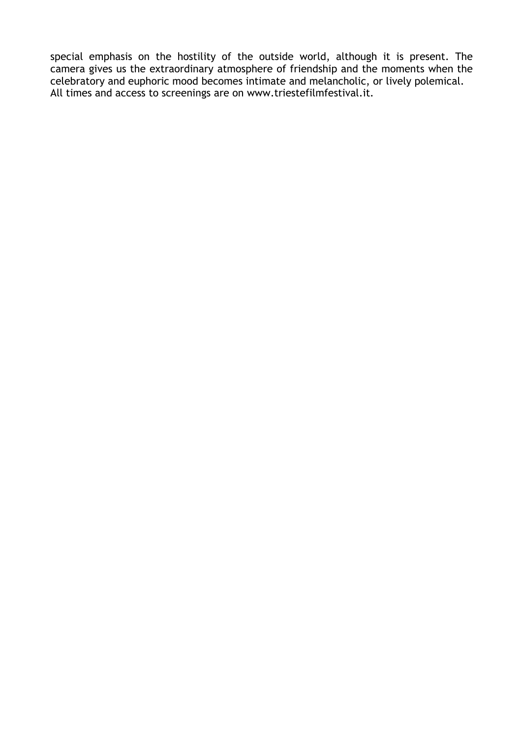special emphasis on the hostility of the outside world, although it is present. The camera gives us the extraordinary atmosphere of friendship and the moments when the celebratory and euphoric mood becomes intimate and melancholic, or lively polemical.
All times and access to screenings are on www.triestefilmfestival.it.